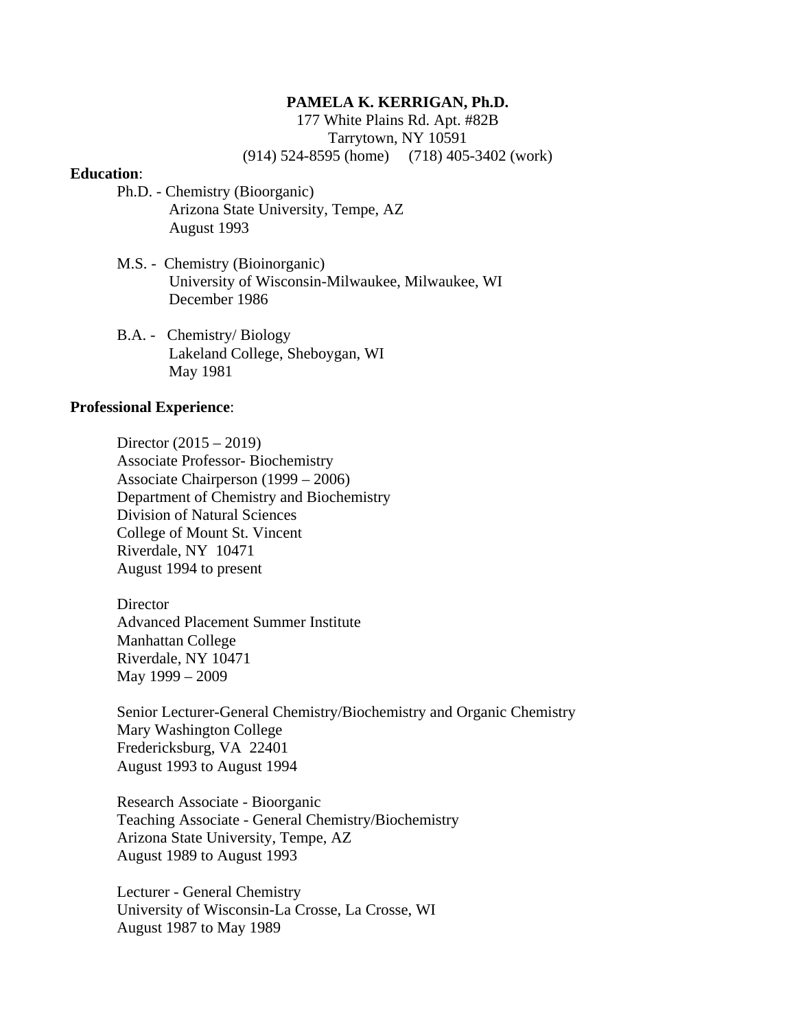**PAMELA K. KERRIGAN, Ph.D.**

177 White Plains Rd. Apt. #82B
Tarrytown, NY 10591
(914) 524-8595 (home)     (718) 405-3402 (work)

**Education**:

Ph.D. - Chemistry (Bioorganic)
Arizona State University, Tempe, AZ
August 1993

M.S. - Chemistry (Bioinorganic)
University of Wisconsin-Milwaukee, Milwaukee, WI
December 1986

B.A. - Chemistry/ Biology
Lakeland College, Sheboygan, WI
May 1981

**Professional Experience**:

Director (2015 – 2019)
Associate Professor- Biochemistry
Associate Chairperson (1999 – 2006)
Department of Chemistry and Biochemistry
Division of Natural Sciences
College of Mount St. Vincent
Riverdale, NY 10471
August 1994 to present

Director
Advanced Placement Summer Institute
Manhattan College
Riverdale, NY 10471
May 1999 – 2009

Senior Lecturer-General Chemistry/Biochemistry and Organic Chemistry
Mary Washington College
Fredericksburg, VA 22401
August 1993 to August 1994

Research Associate - Bioorganic
Teaching Associate - General Chemistry/Biochemistry
Arizona State University, Tempe, AZ
August 1989 to August 1993

Lecturer - General Chemistry
University of Wisconsin-La Crosse, La Crosse, WI
August 1987 to May 1989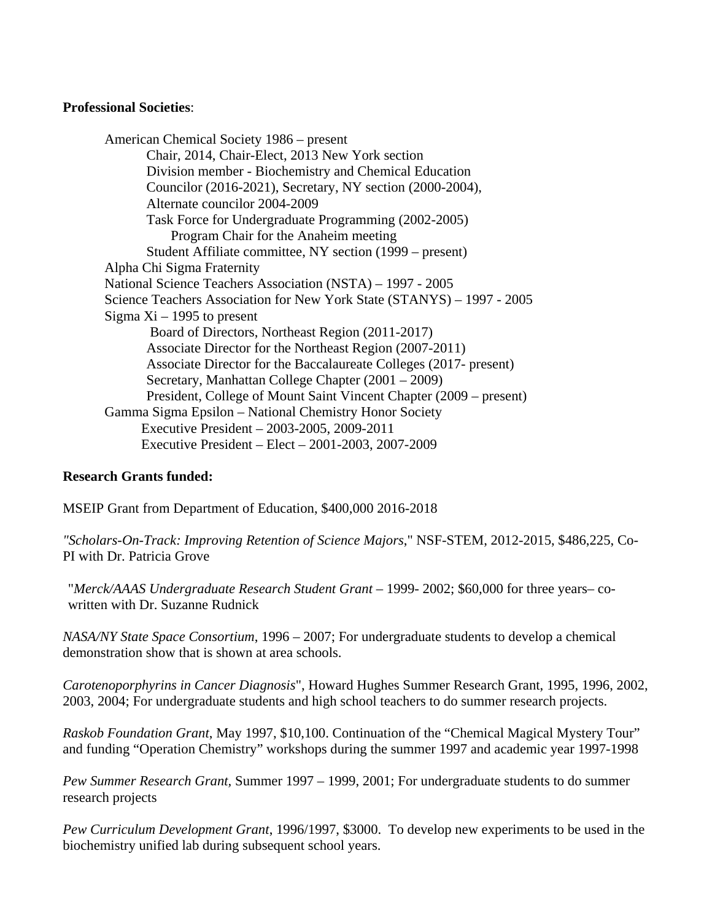**Professional Societies**:

- American Chemical Society 1986 – present
  - Chair, 2014, Chair-Elect, 2013 New York section
  - Division member - Biochemistry and Chemical Education
  - Councilor (2016-2021), Secretary, NY section (2000-2004),
  - Alternate councilor 2004-2009
  - Task Force for Undergraduate Programming (2002-2005)
    - Program Chair for the Anaheim meeting
  - Student Affiliate committee, NY section (1999 – present)
- Alpha Chi Sigma Fraternity
- National Science Teachers Association (NSTA) – 1997 - 2005
- Science Teachers Association for New York State (STANYS) – 1997 - 2005
- Sigma Xi – 1995 to present
  - Board of Directors, Northeast Region (2011-2017)
  - Associate Director for the Northeast Region (2007-2011)
  - Associate Director for the Baccalaureate Colleges (2017- present)
  - Secretary, Manhattan College Chapter (2001 – 2009)
  - President, College of Mount Saint Vincent Chapter (2009 – present)
- Gamma Sigma Epsilon – National Chemistry Honor Society
  - Executive President – 2003-2005, 2009-2011
  - Executive President – Elect – 2001-2003, 2007-2009

**Research Grants funded:**

MSEIP Grant from Department of Education, $400,000 2016-2018

*"Scholars-On-Track: Improving Retention of Science Majors*," NSF-STEM, 2012-2015, $486,225, Co-PI with Dr. Patricia Grove

"*Merck/AAAS Undergraduate Research Student Grant* – 1999- 2002; $60,000 for three years– co-written with Dr. Suzanne Rudnick

*NASA/NY State Space Consortium*, 1996 – 2007; For undergraduate students to develop a chemical demonstration show that is shown at area schools.

*Carotenoporphyrins in Cancer Diagnosis*", Howard Hughes Summer Research Grant, 1995, 1996, 2002, 2003, 2004; For undergraduate students and high school teachers to do summer research projects.

*Raskob Foundation Grant*, May 1997, $10,100. Continuation of the "Chemical Magical Mystery Tour" and funding "Operation Chemistry" workshops during the summer 1997 and academic year 1997-1998

*Pew Summer Research Grant,* Summer 1997 – 1999, 2001; For undergraduate students to do summer research projects

*Pew Curriculum Development Grant*, 1996/1997, $3000. To develop new experiments to be used in the biochemistry unified lab during subsequent school years.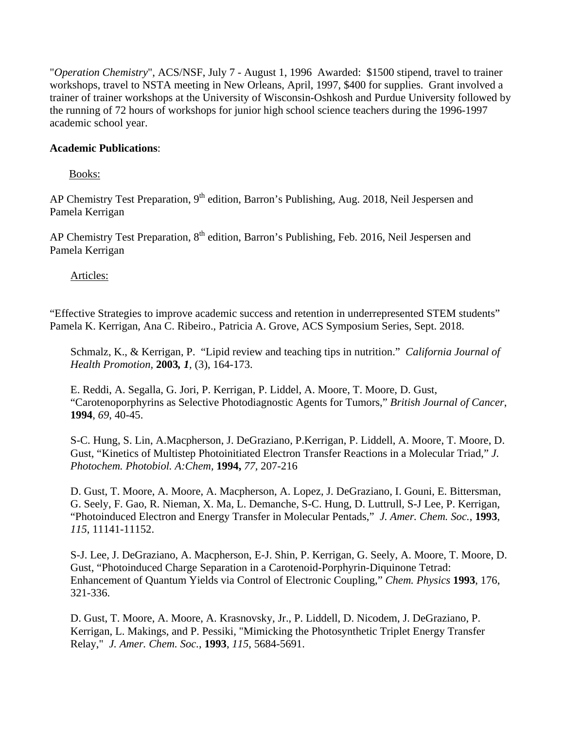"*Operation Chemistry*", ACS/NSF, July 7 - August 1, 1996 Awarded: $1500 stipend, travel to trainer workshops, travel to NSTA meeting in New Orleans, April, 1997, $400 for supplies. Grant involved a trainer of trainer workshops at the University of Wisconsin-Oshkosh and Purdue University followed by the running of 72 hours of workshops for junior high school science teachers during the 1996-1997 academic school year.

**Academic Publications**:

Books:

AP Chemistry Test Preparation, 9th edition, Barron's Publishing, Aug. 2018, Neil Jespersen and Pamela Kerrigan

AP Chemistry Test Preparation, 8th edition, Barron's Publishing, Feb. 2016, Neil Jespersen and Pamela Kerrigan

Articles:

"Effective Strategies to improve academic success and retention in underrepresented STEM students" Pamela K. Kerrigan, Ana C. Ribeiro., Patricia A. Grove, ACS Symposium Series, Sept. 2018.

Schmalz, K., & Kerrigan, P. "Lipid review and teaching tips in nutrition." *California Journal of Health Promotion*, **2003***, 1*, (3), 164-173.

E. Reddi, A. Segalla, G. Jori, P. Kerrigan, P. Liddel, A. Moore, T. Moore, D. Gust, "Carotenoporphyrins as Selective Photodiagnostic Agents for Tumors," *British Journal of Cancer*, **1994**, *69*, 40-45.

S-C. Hung, S. Lin, A.Macpherson, J. DeGraziano, P.Kerrigan, P. Liddell, A. Moore, T. Moore, D. Gust, "Kinetics of Multistep Photoinitiated Electron Transfer Reactions in a Molecular Triad," *J. Photochem. Photobiol. A:Chem*, **1994,** *77,* 207-216

D. Gust, T. Moore, A. Moore, A. Macpherson, A. Lopez, J. DeGraziano, I. Gouni, E. Bittersman, G. Seely, F. Gao, R. Nieman, X. Ma, L. Demanche, S-C. Hung, D. Luttrull, S-J Lee, P. Kerrigan, "Photoinduced Electron and Energy Transfer in Molecular Pentads," *J. Amer. Chem. Soc.*, **1993**, *115*, 11141-11152.

S-J. Lee, J. DeGraziano, A. Macpherson, E-J. Shin, P. Kerrigan, G. Seely, A. Moore, T. Moore, D. Gust, "Photoinduced Charge Separation in a Carotenoid-Porphyrin-Diquinone Tetrad: Enhancement of Quantum Yields via Control of Electronic Coupling," *Chem. Physics* **1993**, 176, 321-336.

D. Gust, T. Moore, A. Moore, A. Krasnovsky, Jr., P. Liddell, D. Nicodem, J. DeGraziano, P. Kerrigan, L. Makings, and P. Pessiki, "Mimicking the Photosynthetic Triplet Energy Transfer Relay," *J. Amer. Chem. Soc.*, **1993**, *115*, 5684-5691.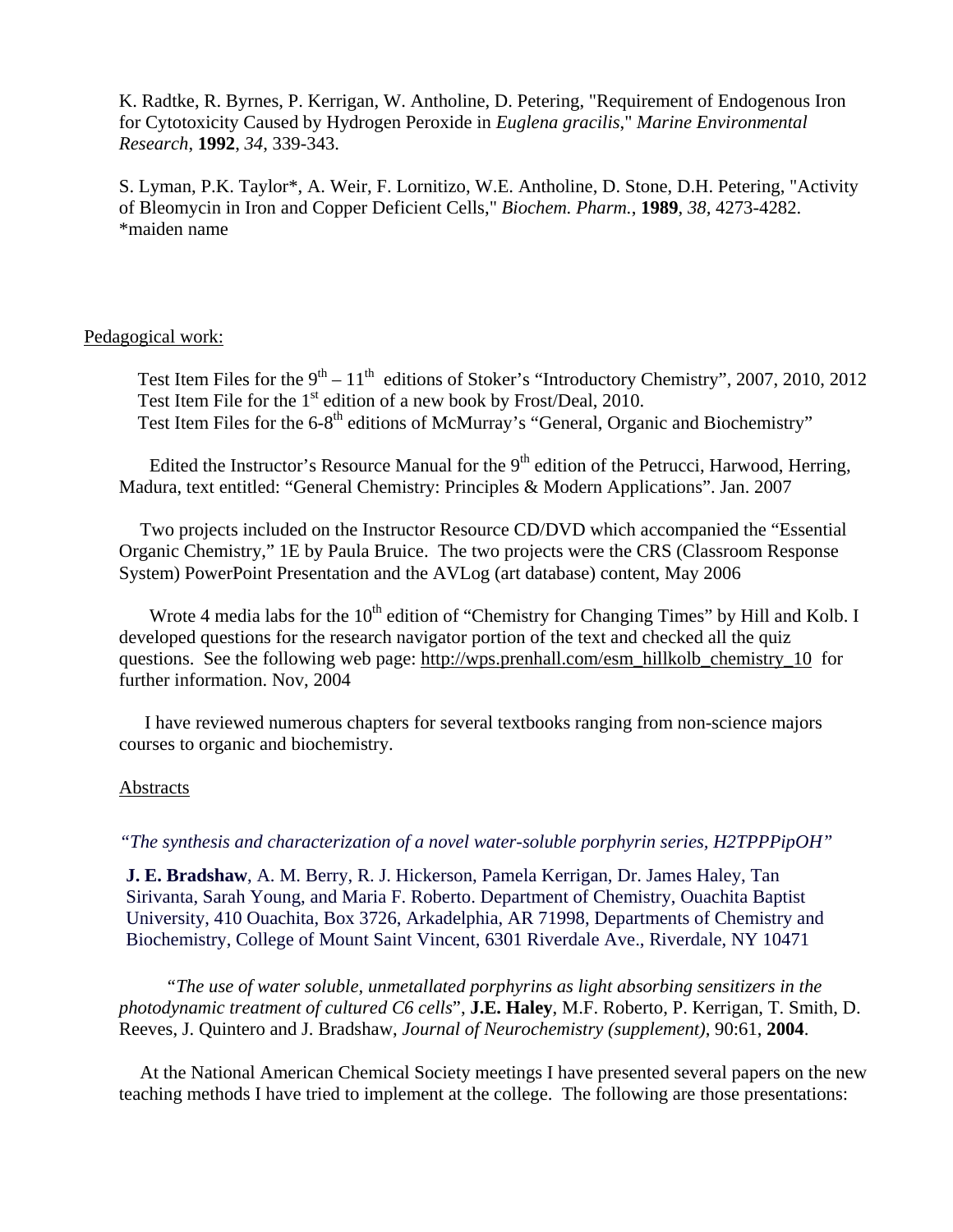K. Radtke, R. Byrnes, P. Kerrigan, W. Antholine, D. Petering, "Requirement of Endogenous Iron for Cytotoxicity Caused by Hydrogen Peroxide in *Euglena gracilis*," *Marine Environmental Research*, **1992**, *34*, 339-343.

S. Lyman, P.K. Taylor*, A. Weir, F. Lornitizo, W.E. Antholine, D. Stone, D.H. Petering, "Activity of Bleomycin in Iron and Copper Deficient Cells," *Biochem. Pharm.*, **1989**, *38*, 4273-4282. *maiden name

Pedagogical work:

Test Item Files for the 9th – 11th editions of Stoker's "Introductory Chemistry", 2007, 2010, 2012
Test Item File for the 1st edition of a new book by Frost/Deal, 2010.
Test Item Files for the 6-8th editions of McMurray's "General, Organic and Biochemistry"

Edited the Instructor's Resource Manual for the 9th edition of the Petrucci, Harwood, Herring, Madura, text entitled: "General Chemistry: Principles & Modern Applications". Jan. 2007

Two projects included on the Instructor Resource CD/DVD which accompanied the "Essential Organic Chemistry," 1E by Paula Bruice. The two projects were the CRS (Classroom Response System) PowerPoint Presentation and the AVLog (art database) content, May 2006

Wrote 4 media labs for the 10th edition of "Chemistry for Changing Times" by Hill and Kolb. I developed questions for the research navigator portion of the text and checked all the quiz questions. See the following web page: http://wps.prenhall.com/esm_hillkolb_chemistry_10 for further information. Nov, 2004

I have reviewed numerous chapters for several textbooks ranging from non-science majors courses to organic and biochemistry.

Abstracts

*"The synthesis and characterization of a novel water-soluble porphyrin series, H2TPPPipOH"*

**J. E. Bradshaw**, A. M. Berry, R. J. Hickerson, Pamela Kerrigan, Dr. James Haley, Tan Sirivanta, Sarah Young, and Maria F. Roberto. Department of Chemistry, Ouachita Baptist University, 410 Ouachita, Box 3726, Arkadelphia, AR 71998, Departments of Chemistry and Biochemistry, College of Mount Saint Vincent, 6301 Riverdale Ave., Riverdale, NY 10471

"*The use of water soluble, unmetallated porphyrins as light absorbing sensitizers in the photodynamic treatment of cultured C6 cells*", **J.E. Haley**, M.F. Roberto, P. Kerrigan, T. Smith, D. Reeves, J. Quintero and J. Bradshaw, *Journal of Neurochemistry (supplement)*, 90:61, **2004**.

At the National American Chemical Society meetings I have presented several papers on the new teaching methods I have tried to implement at the college. The following are those presentations: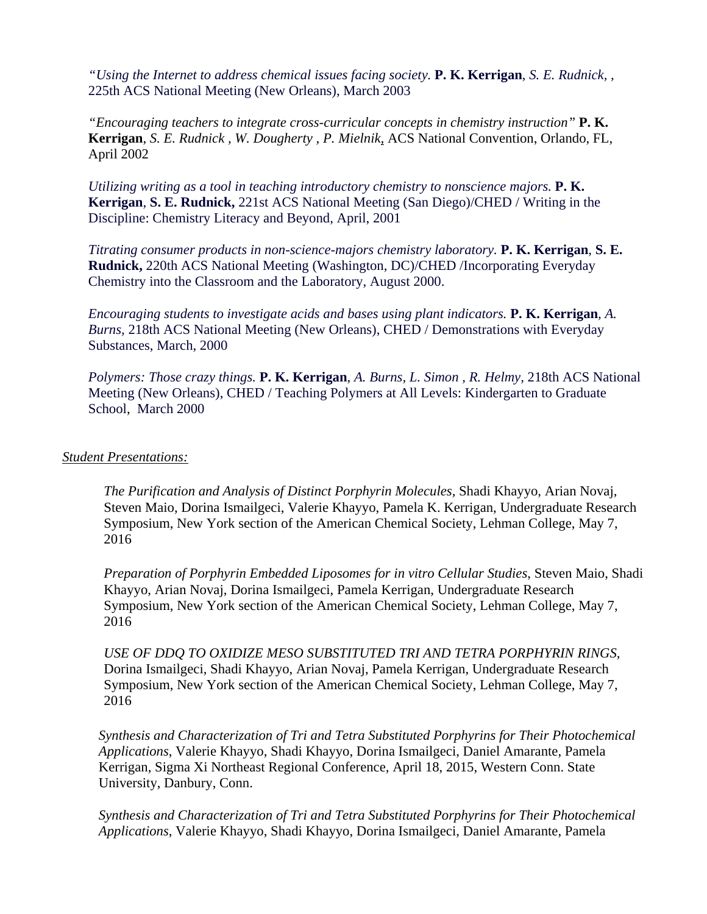*"Using the Internet to address chemical issues facing society.* **P. K. Kerrigan**, *S. E. Rudnick, ,* 225th ACS National Meeting (New Orleans), March 2003

*"Encouraging teachers to integrate cross-curricular concepts in chemistry instruction"* **P. K. Kerrigan**, *S. E. Rudnick , W. Dougherty , P. Mielnik*, ACS National Convention, Orlando, FL, April 2002

*Utilizing writing as a tool in teaching introductory chemistry to nonscience majors.* **P. K. Kerrigan**, **S. E. Rudnick,** 221st ACS National Meeting (San Diego)/CHED / Writing in the Discipline: Chemistry Literacy and Beyond, April, 2001

*Titrating consumer products in non-science-majors chemistry laboratory.* **P. K. Kerrigan**, **S. E. Rudnick,** 220th ACS National Meeting (Washington, DC)/CHED /Incorporating Everyday Chemistry into the Classroom and the Laboratory, August 2000.

*Encouraging students to investigate acids and bases using plant indicators.* **P. K. Kerrigan**, *A. Burns,* 218th ACS National Meeting (New Orleans), CHED / Demonstrations with Everyday Substances, March, 2000

*Polymers: Those crazy things.* **P. K. Kerrigan**, *A. Burns, L. Simon , R. Helmy,* 218th ACS National Meeting (New Orleans), CHED / Teaching Polymers at All Levels: Kindergarten to Graduate School, March 2000

*Student Presentations:*

*The Purification and Analysis of Distinct Porphyrin Molecules,* Shadi Khayyo, Arian Novaj, Steven Maio, Dorina Ismailgeci, Valerie Khayyo, Pamela K. Kerrigan, Undergraduate Research Symposium, New York section of the American Chemical Society, Lehman College, May 7, 2016

*Preparation of Porphyrin Embedded Liposomes for in vitro Cellular Studies,* Steven Maio, Shadi Khayyo, Arian Novaj, Dorina Ismailgeci, Pamela Kerrigan, Undergraduate Research Symposium, New York section of the American Chemical Society, Lehman College, May 7, 2016

*USE OF DDQ TO OXIDIZE MESO SUBSTITUTED TRI AND TETRA PORPHYRIN RINGS,* Dorina Ismailgeci, Shadi Khayyo, Arian Novaj, Pamela Kerrigan, Undergraduate Research Symposium, New York section of the American Chemical Society, Lehman College, May 7, 2016

*Synthesis and Characterization of Tri and Tetra Substituted Porphyrins for Their Photochemical Applications,* Valerie Khayyo, Shadi Khayyo, Dorina Ismailgeci, Daniel Amarante, Pamela Kerrigan, Sigma Xi Northeast Regional Conference, April 18, 2015, Western Conn. State University, Danbury, Conn.

*Synthesis and Characterization of Tri and Tetra Substituted Porphyrins for Their Photochemical Applications,* Valerie Khayyo, Shadi Khayyo, Dorina Ismailgeci, Daniel Amarante, Pamela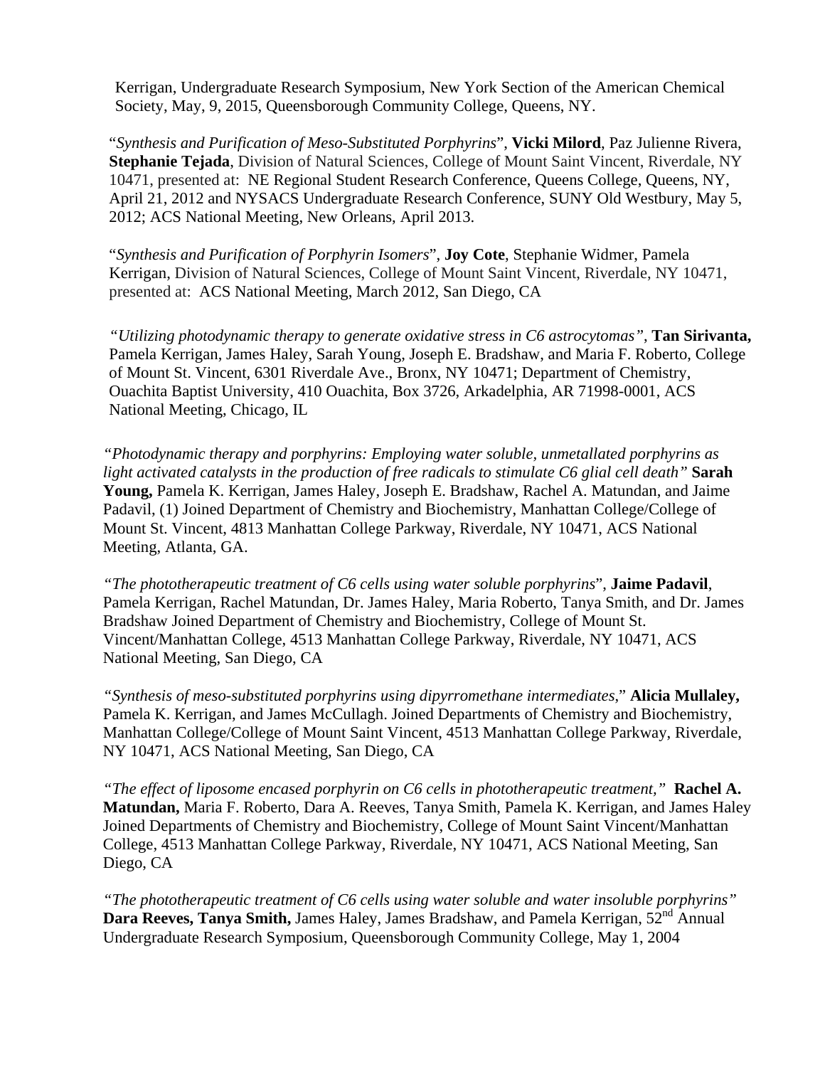Kerrigan, Undergraduate Research Symposium, New York Section of the American Chemical Society, May, 9, 2015, Queensborough Community College, Queens, NY.

"*Synthesis and Purification of Meso-Substituted Porphyrins*", **Vicki Milord**, Paz Julienne Rivera, **Stephanie Tejada**, Division of Natural Sciences, College of Mount Saint Vincent, Riverdale, NY 10471, presented at: NE Regional Student Research Conference, Queens College, Queens, NY, April 21, 2012 and NYSACS Undergraduate Research Conference, SUNY Old Westbury, May 5, 2012; ACS National Meeting, New Orleans, April 2013.

"*Synthesis and Purification of Porphyrin Isomers*", **Joy Cote**, Stephanie Widmer, Pamela Kerrigan, Division of Natural Sciences, College of Mount Saint Vincent, Riverdale, NY 10471, presented at: ACS National Meeting, March 2012, San Diego, CA

*"Utilizing photodynamic therapy to generate oxidative stress in C6 astrocytomas"*, **Tan Sirivanta,** Pamela Kerrigan, James Haley, Sarah Young, Joseph E. Bradshaw, and Maria F. Roberto, College of Mount St. Vincent, 6301 Riverdale Ave., Bronx, NY 10471; Department of Chemistry, Ouachita Baptist University, 410 Ouachita, Box 3726, Arkadelphia, AR 71998-0001, ACS National Meeting, Chicago, IL

*"Photodynamic therapy and porphyrins: Employing water soluble, unmetallated porphyrins as light activated catalysts in the production of free radicals to stimulate C6 glial cell death"* **Sarah Young,** Pamela K. Kerrigan, James Haley, Joseph E. Bradshaw, Rachel A. Matundan, and Jaime Padavil, (1) Joined Department of Chemistry and Biochemistry, Manhattan College/College of Mount St. Vincent, 4813 Manhattan College Parkway, Riverdale, NY 10471, ACS National Meeting, Atlanta, GA.

*"The phototherapeutic treatment of C6 cells using water soluble porphyrins*", **Jaime Padavil**, Pamela Kerrigan, Rachel Matundan, Dr. James Haley, Maria Roberto, Tanya Smith, and Dr. James Bradshaw Joined Department of Chemistry and Biochemistry, College of Mount St. Vincent/Manhattan College, 4513 Manhattan College Parkway, Riverdale, NY 10471, ACS National Meeting, San Diego, CA

*"Synthesis of meso-substituted porphyrins using dipyrromethane intermediates*," **Alicia Mullaley,** Pamela K. Kerrigan, and James McCullagh. Joined Departments of Chemistry and Biochemistry, Manhattan College/College of Mount Saint Vincent, 4513 Manhattan College Parkway, Riverdale, NY 10471, ACS National Meeting, San Diego, CA

*"The effect of liposome encased porphyrin on C6 cells in phototherapeutic treatment,"* **Rachel A. Matundan,** Maria F. Roberto, Dara A. Reeves, Tanya Smith, Pamela K. Kerrigan, and James Haley Joined Departments of Chemistry and Biochemistry, College of Mount Saint Vincent/Manhattan College, 4513 Manhattan College Parkway, Riverdale, NY 10471, ACS National Meeting, San Diego, CA

*"The phototherapeutic treatment of C6 cells using water soluble and water insoluble porphyrins"* **Dara Reeves, Tanya Smith,** James Haley, James Bradshaw, and Pamela Kerrigan, 52nd Annual Undergraduate Research Symposium, Queensborough Community College, May 1, 2004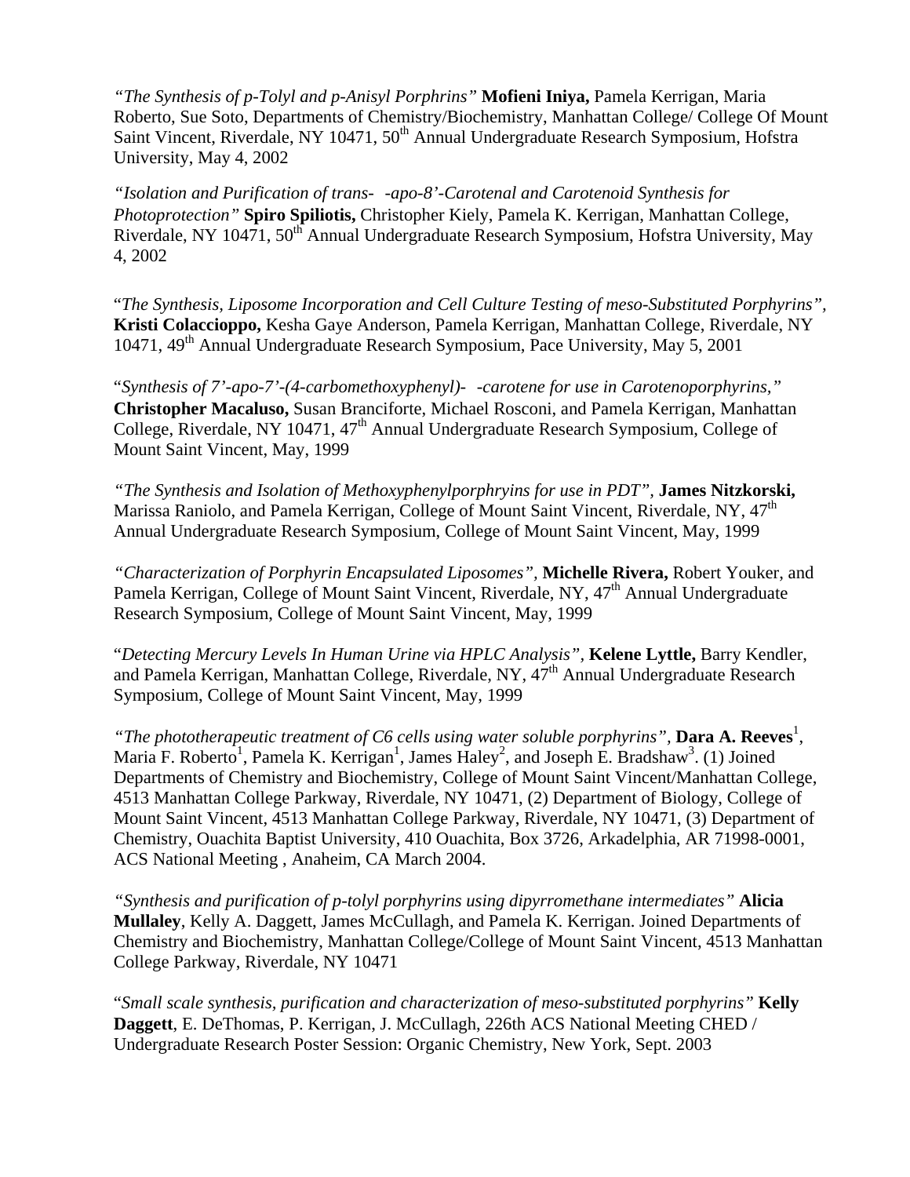*"The Synthesis of p-Tolyl and p-Anisyl Porphrins"* **Mofieni Iniya,** Pamela Kerrigan, Maria Roberto, Sue Soto, Departments of Chemistry/Biochemistry, Manhattan College/ College Of Mount Saint Vincent, Riverdale, NY 10471, 50$^{th}$ Annual Undergraduate Research Symposium, Hofstra University, May 4, 2002

*"Isolation and Purification of trans- -apo-8'-Carotenal and Carotenoid Synthesis for Photoprotection"* **Spiro Spiliotis,** Christopher Kiely, Pamela K. Kerrigan, Manhattan College, Riverdale, NY 10471, 50$^{th}$ Annual Undergraduate Research Symposium, Hofstra University, May 4, 2002

"*The Synthesis, Liposome Incorporation and Cell Culture Testing of meso-Substituted Porphyrins",* **Kristi Colaccioppo,** Kesha Gaye Anderson, Pamela Kerrigan, Manhattan College, Riverdale, NY 10471, 49$^{th}$ Annual Undergraduate Research Symposium, Pace University, May 5, 2001

"*Synthesis of 7'-apo-7'-(4-carbomethoxyphenyl)- -carotene for use in Carotenoporphyrins,"* **Christopher Macaluso,** Susan Branciforte, Michael Rosconi, and Pamela Kerrigan, Manhattan College, Riverdale, NY 10471, 47$^{th}$ Annual Undergraduate Research Symposium, College of Mount Saint Vincent, May, 1999

*"The Synthesis and Isolation of Methoxyphenylporphryins for use in PDT",* **James Nitzkorski,** Marissa Raniolo, and Pamela Kerrigan, College of Mount Saint Vincent, Riverdale, NY, 47$^{th}$ Annual Undergraduate Research Symposium, College of Mount Saint Vincent, May, 1999

*"Characterization of Porphyrin Encapsulated Liposomes",* **Michelle Rivera,** Robert Youker, and Pamela Kerrigan, College of Mount Saint Vincent, Riverdale, NY, 47$^{th}$ Annual Undergraduate Research Symposium, College of Mount Saint Vincent, May, 1999

"*Detecting Mercury Levels In Human Urine via HPLC Analysis",* **Kelene Lyttle,** Barry Kendler, and Pamela Kerrigan, Manhattan College, Riverdale, NY, 47$^{th}$ Annual Undergraduate Research Symposium, College of Mount Saint Vincent, May, 1999

*"The phototherapeutic treatment of C6 cells using water soluble porphyrins",* **Dara A. Reeves**[1], Maria F. Roberto[1], Pamela K. Kerrigan[1], James Haley[2], and Joseph E. Bradshaw[3]. (1) Joined Departments of Chemistry and Biochemistry, College of Mount Saint Vincent/Manhattan College, 4513 Manhattan College Parkway, Riverdale, NY 10471, (2) Department of Biology, College of Mount Saint Vincent, 4513 Manhattan College Parkway, Riverdale, NY 10471, (3) Department of Chemistry, Ouachita Baptist University, 410 Ouachita, Box 3726, Arkadelphia, AR 71998-0001, ACS National Meeting , Anaheim, CA March 2004.

*"Synthesis and purification of p-tolyl porphyrins using dipyrromethane intermediates"* **Alicia Mullaley**, Kelly A. Daggett, James McCullagh, and Pamela K. Kerrigan. Joined Departments of Chemistry and Biochemistry, Manhattan College/College of Mount Saint Vincent, 4513 Manhattan College Parkway, Riverdale, NY 10471

"*Small scale synthesis, purification and characterization of meso-substituted porphyrins"* **Kelly Daggett**, E. DeThomas, P. Kerrigan, J. McCullagh, 226th ACS National Meeting CHED / Undergraduate Research Poster Session: Organic Chemistry, New York, Sept. 2003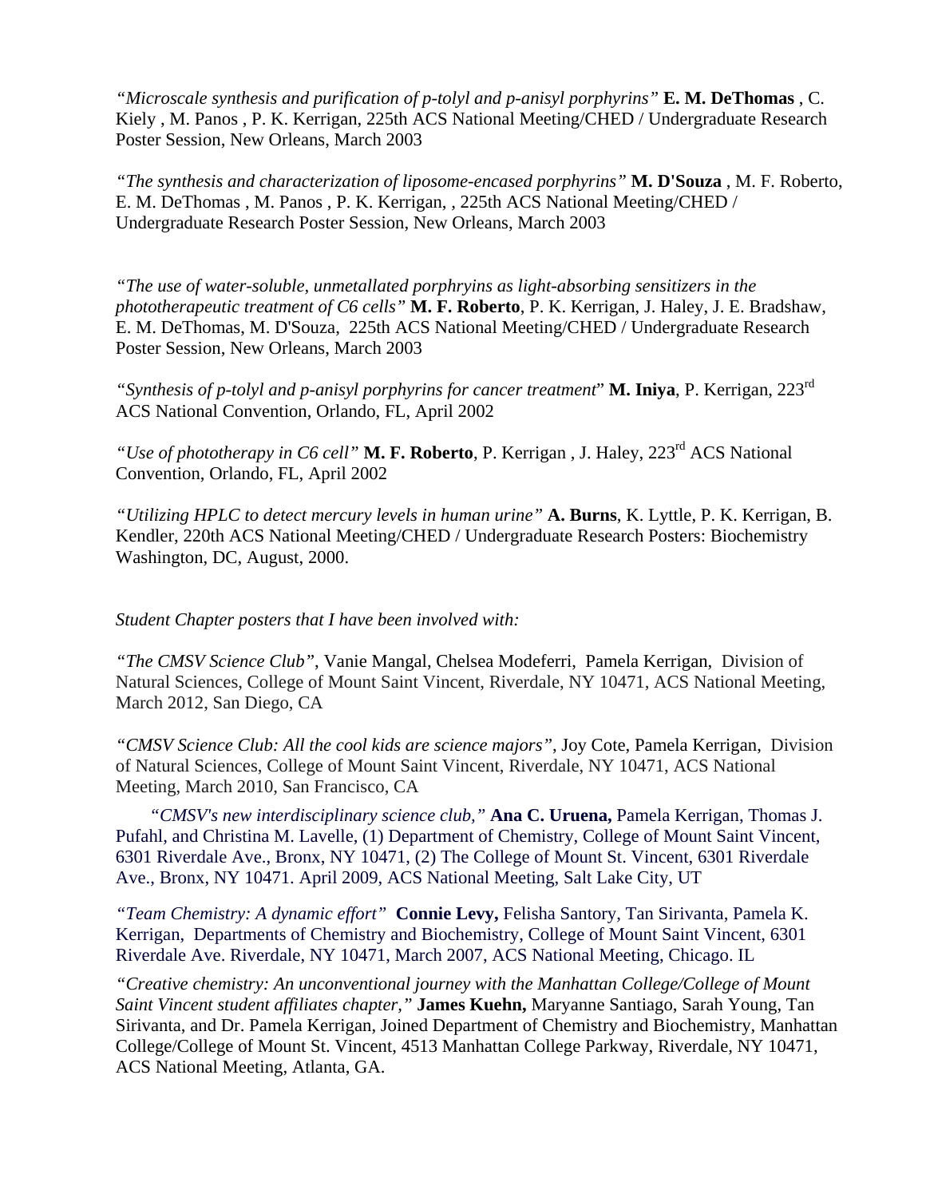*"Microscale synthesis and purification of p-tolyl and p-anisyl porphyrins"* **E. M. DeThomas** , C. Kiely , M. Panos , P. K. Kerrigan, 225th ACS National Meeting/CHED / Undergraduate Research Poster Session, New Orleans, March 2003

*"The synthesis and characterization of liposome-encased porphyrins"* **M. D'Souza** , M. F. Roberto, E. M. DeThomas , M. Panos , P. K. Kerrigan, , 225th ACS National Meeting/CHED / Undergraduate Research Poster Session, New Orleans, March 2003

*"The use of water-soluble, unmetallated porphryins as light-absorbing sensitizers in the phototherapeutic treatment of C6 cells"* **M. F. Roberto**, P. K. Kerrigan, J. Haley, J. E. Bradshaw, E. M. DeThomas, M. D'Souza, 225th ACS National Meeting/CHED / Undergraduate Research Poster Session, New Orleans, March 2003

*"Synthesis of p-tolyl and p-anisyl porphyrins for cancer treatment*" **M. Iniya**, P. Kerrigan, 223rd ACS National Convention, Orlando, FL, April 2002

*"Use of phototherapy in C6 cell"* **M. F. Roberto**, P. Kerrigan , J. Haley, 223rd ACS National Convention, Orlando, FL, April 2002

*"Utilizing HPLC to detect mercury levels in human urine"* **A. Burns**, K. Lyttle, P. K. Kerrigan, B. Kendler, 220th ACS National Meeting/CHED / Undergraduate Research Posters: Biochemistry Washington, DC, August, 2000.

*Student Chapter posters that I have been involved with:*

*"The CMSV Science Club"*, Vanie Mangal, Chelsea Modeferri, Pamela Kerrigan, Division of Natural Sciences, College of Mount Saint Vincent, Riverdale, NY 10471, ACS National Meeting, March 2012, San Diego, CA

*"CMSV Science Club: All the cool kids are science majors"*, Joy Cote, Pamela Kerrigan, Division of Natural Sciences, College of Mount Saint Vincent, Riverdale, NY 10471, ACS National Meeting, March 2010, San Francisco, CA

*"CMSV's new interdisciplinary science club,"* **Ana C. Uruena,** Pamela Kerrigan, Thomas J. Pufahl, and Christina M. Lavelle, (1) Department of Chemistry, College of Mount Saint Vincent, 6301 Riverdale Ave., Bronx, NY 10471, (2) The College of Mount St. Vincent, 6301 Riverdale Ave., Bronx, NY 10471. April 2009, ACS National Meeting, Salt Lake City, UT

*"Team Chemistry: A dynamic effort"* **Connie Levy,** Felisha Santory, Tan Sirivanta, Pamela K. Kerrigan, Departments of Chemistry and Biochemistry, College of Mount Saint Vincent, 6301 Riverdale Ave. Riverdale, NY 10471, March 2007, ACS National Meeting, Chicago. IL

*"Creative chemistry: An unconventional journey with the Manhattan College/College of Mount Saint Vincent student affiliates chapter,"* **James Kuehn,** Maryanne Santiago, Sarah Young, Tan Sirivanta, and Dr. Pamela Kerrigan, Joined Department of Chemistry and Biochemistry, Manhattan College/College of Mount St. Vincent, 4513 Manhattan College Parkway, Riverdale, NY 10471, ACS National Meeting, Atlanta, GA.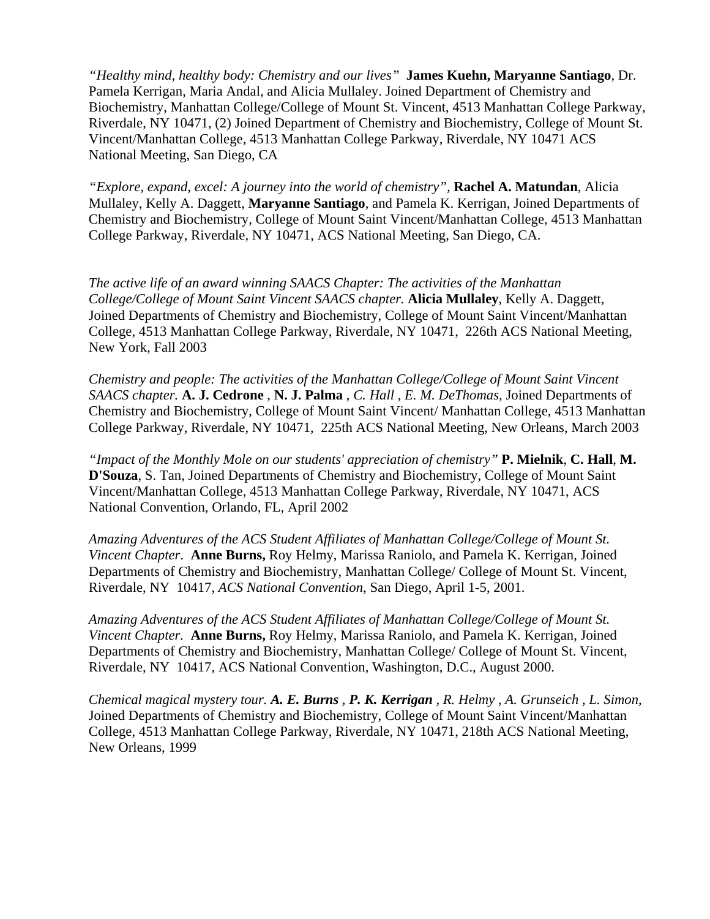*"Healthy mind, healthy body: Chemistry and our lives"* **James Kuehn, Maryanne Santiago**, Dr. Pamela Kerrigan, Maria Andal, and Alicia Mullaley. Joined Department of Chemistry and Biochemistry, Manhattan College/College of Mount St. Vincent, 4513 Manhattan College Parkway, Riverdale, NY 10471, (2) Joined Department of Chemistry and Biochemistry, College of Mount St. Vincent/Manhattan College, 4513 Manhattan College Parkway, Riverdale, NY 10471 ACS National Meeting, San Diego, CA

*"Explore, expand, excel: A journey into the world of chemistry"*, **Rachel A. Matundan**, Alicia Mullaley, Kelly A. Daggett, **Maryanne Santiago**, and Pamela K. Kerrigan, Joined Departments of Chemistry and Biochemistry, College of Mount Saint Vincent/Manhattan College, 4513 Manhattan College Parkway, Riverdale, NY 10471, ACS National Meeting, San Diego, CA.

*The active life of an award winning SAACS Chapter: The activities of the Manhattan College/College of Mount Saint Vincent SAACS chapter.* **Alicia Mullaley**, Kelly A. Daggett, Joined Departments of Chemistry and Biochemistry, College of Mount Saint Vincent/Manhattan College, 4513 Manhattan College Parkway, Riverdale, NY 10471, 226th ACS National Meeting, New York, Fall 2003

*Chemistry and people: The activities of the Manhattan College/College of Mount Saint Vincent SAACS chapter.* **A. J. Cedrone** , **N. J. Palma** , *C. Hall , E. M. DeThomas,* Joined Departments of Chemistry and Biochemistry, College of Mount Saint Vincent/ Manhattan College, 4513 Manhattan College Parkway, Riverdale, NY 10471, 225th ACS National Meeting, New Orleans, March 2003

*"Impact of the Monthly Mole on our students' appreciation of chemistry"* **P. Mielnik**, **C. Hall**, **M. D'Souza**, S. Tan, Joined Departments of Chemistry and Biochemistry, College of Mount Saint Vincent/Manhattan College, 4513 Manhattan College Parkway, Riverdale, NY 10471, ACS National Convention, Orlando, FL, April 2002

*Amazing Adventures of the ACS Student Affiliates of Manhattan College/College of Mount St. Vincent Chapter*. **Anne Burns,** Roy Helmy, Marissa Raniolo, and Pamela K. Kerrigan, Joined Departments of Chemistry and Biochemistry, Manhattan College/ College of Mount St. Vincent, Riverdale, NY 10417, *ACS National Convention*, San Diego, April 1-5, 2001.

*Amazing Adventures of the ACS Student Affiliates of Manhattan College/College of Mount St. Vincent Chapter.* **Anne Burns,** Roy Helmy, Marissa Raniolo, and Pamela K. Kerrigan, Joined Departments of Chemistry and Biochemistry, Manhattan College/ College of Mount St. Vincent, Riverdale, NY 10417, ACS National Convention, Washington, D.C., August 2000.

*Chemical magical mystery tour.* ***A. E. Burns** , **P. K. Kerrigan** , R. Helmy , A. Grunseich , L. Simon,* Joined Departments of Chemistry and Biochemistry, College of Mount Saint Vincent/Manhattan College, 4513 Manhattan College Parkway, Riverdale, NY 10471, 218th ACS National Meeting, New Orleans, 1999